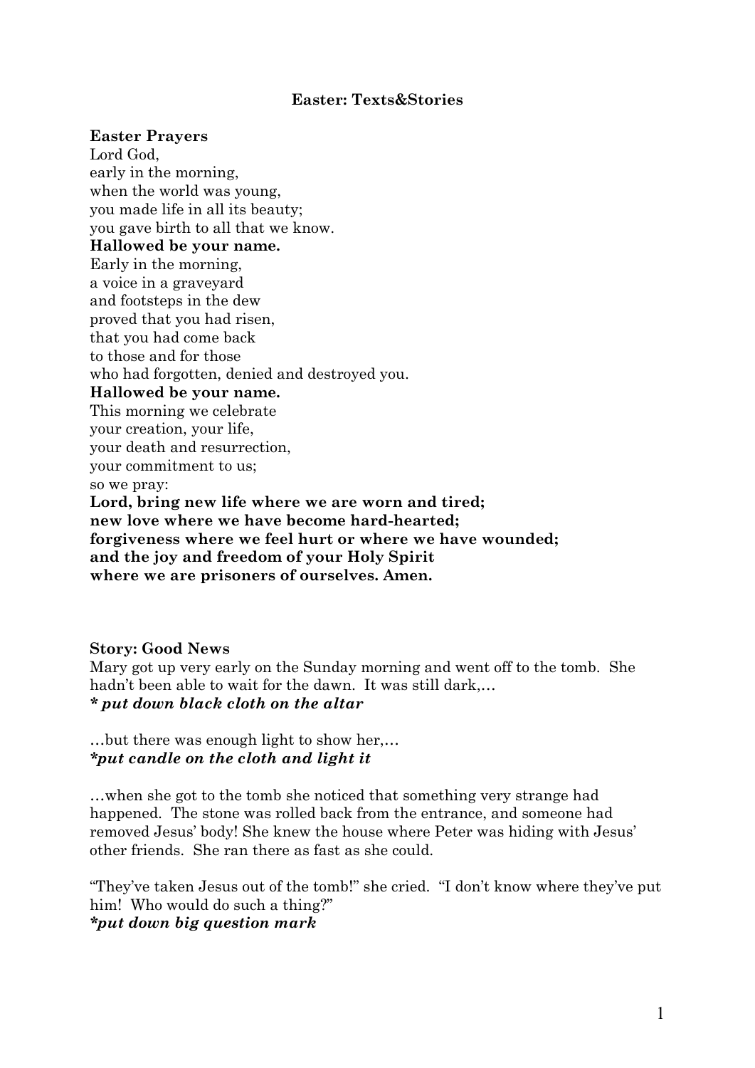# Easter: Texts&Stories

## Easter Prayers

Lord God,
early in the morning,
when the world was young,
you made life in all its beauty;
you gave birth to all that we know.
**Hallowed be your name.**
Early in the morning,
a voice in a graveyard
and footsteps in the dew
proved that you had risen,
that you had come back
to those and for those
who had forgotten, denied and destroyed you.
**Hallowed be your name.**
This morning we celebrate
your creation, your life,
your death and resurrection,
your commitment to us;
so we pray:
**Lord, bring new life where we are worn and tired;
new love where we have become hard-hearted;
forgiveness where we feel hurt or where we have wounded;
and the joy and freedom of your Holy Spirit
where we are prisoners of ourselves. Amen.**

## Story: Good News

Mary got up very early on the Sunday morning and went off to the tomb. She hadn't been able to wait for the dawn. It was still dark,…
***\* put down black cloth on the altar***

…but there was enough light to show her,…
***\*put candle on the cloth and light it***

…when she got to the tomb she noticed that something very strange had happened. The stone was rolled back from the entrance, and someone had removed Jesus' body! She knew the house where Peter was hiding with Jesus' other friends. She ran there as fast as she could.

"They've taken Jesus out of the tomb!" she cried. "I don't know where they've put him! Who would do such a thing?"
***\*put down big question mark***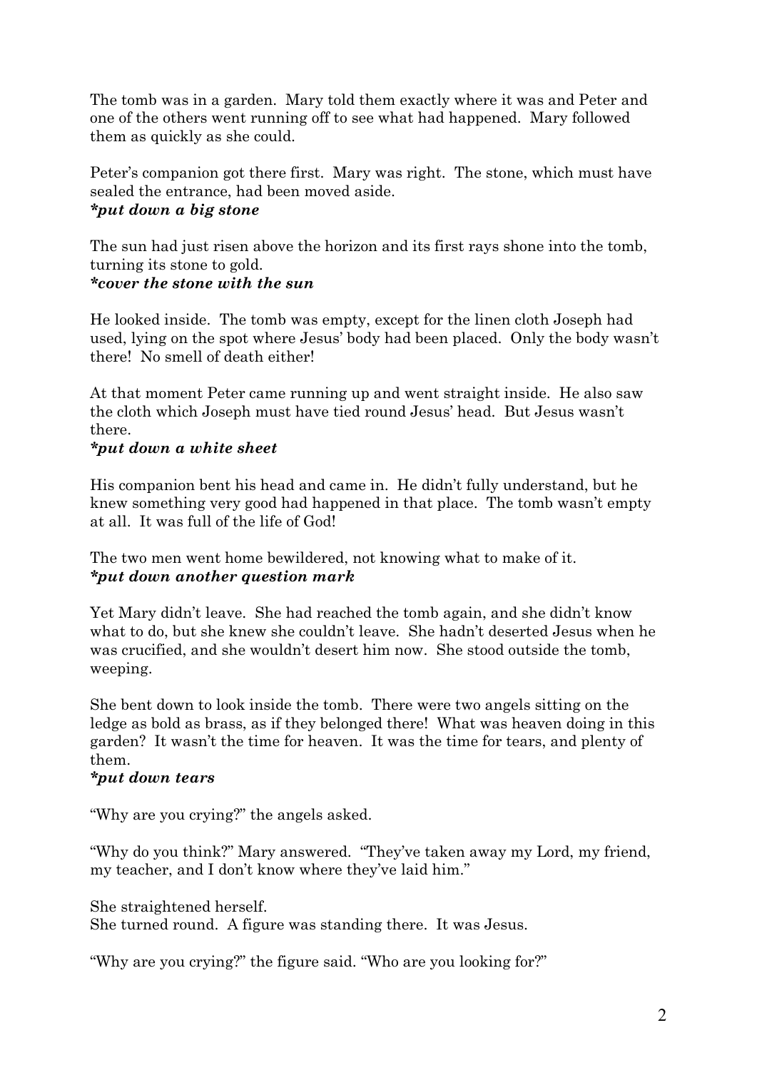The tomb was in a garden. Mary told them exactly where it was and Peter and one of the others went running off to see what had happened. Mary followed them as quickly as she could.

Peter's companion got there first. Mary was right. The stone, which must have sealed the entrance, had been moved aside.
***put down a big stone***

The sun had just risen above the horizon and its first rays shone into the tomb, turning its stone to gold.
***cover the stone with the sun***

He looked inside. The tomb was empty, except for the linen cloth Joseph had used, lying on the spot where Jesus' body had been placed. Only the body wasn't there! No smell of death either!

At that moment Peter came running up and went straight inside. He also saw the cloth which Joseph must have tied round Jesus' head. But Jesus wasn't there.
***put down a white sheet***

His companion bent his head and came in. He didn't fully understand, but he knew something very good had happened in that place. The tomb wasn't empty at all. It was full of the life of God!

The two men went home bewildered, not knowing what to make of it.
***put down another question mark***

Yet Mary didn't leave. She had reached the tomb again, and she didn't know what to do, but she knew she couldn't leave. She hadn't deserted Jesus when he was crucified, and she wouldn't desert him now. She stood outside the tomb, weeping.

She bent down to look inside the tomb. There were two angels sitting on the ledge as bold as brass, as if they belonged there! What was heaven doing in this garden? It wasn't the time for heaven. It was the time for tears, and plenty of them.
***put down tears***

"Why are you crying?" the angels asked.

"Why do you think?" Mary answered. "They've taken away my Lord, my friend, my teacher, and I don't know where they've laid him."

She straightened herself.
She turned round. A figure was standing there. It was Jesus.

"Why are you crying?" the figure said. "Who are you looking for?"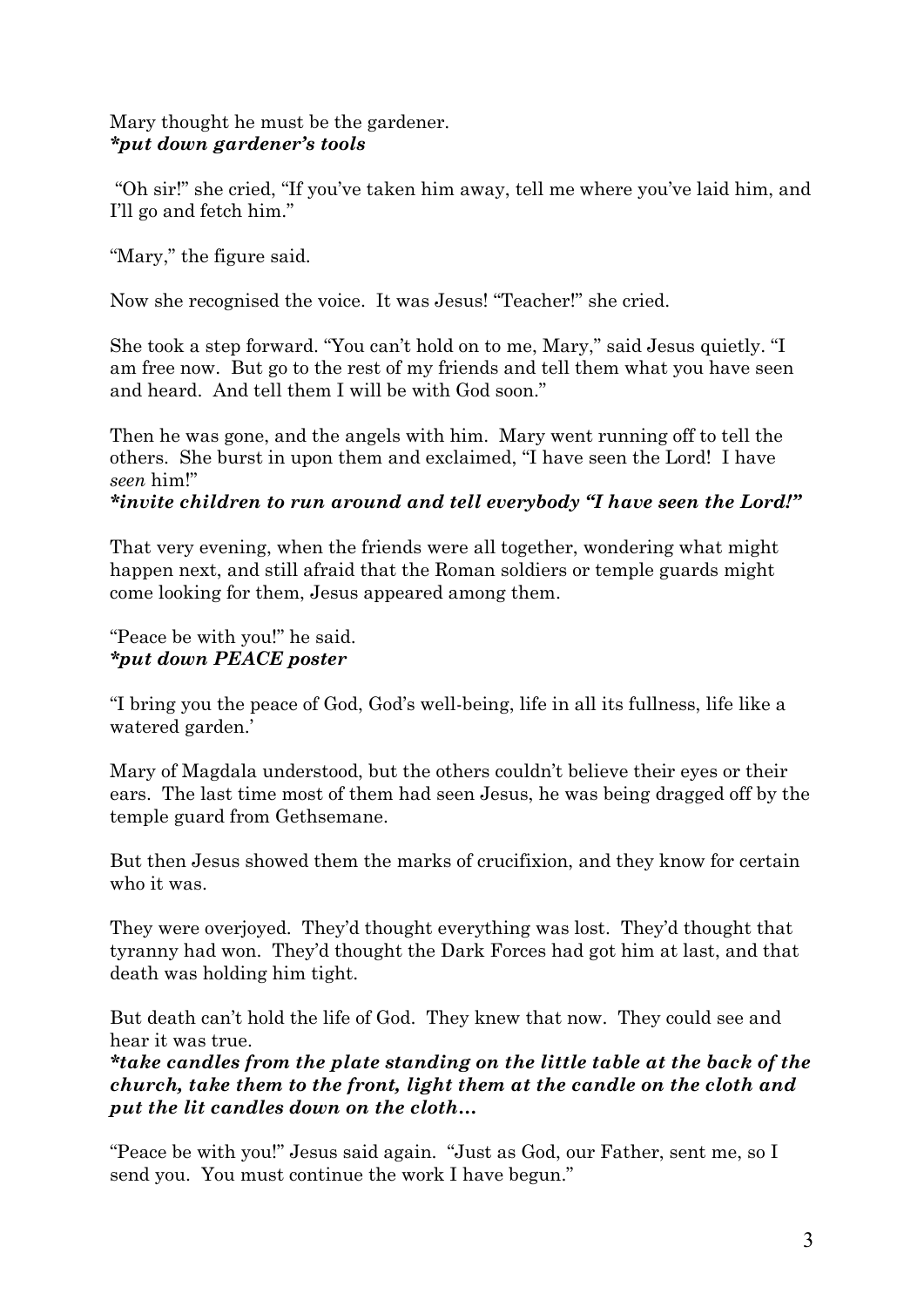Mary thought he must be the gardener.
***put down gardener's tools***

"Oh sir!" she cried, "If you've taken him away, tell me where you've laid him, and I'll go and fetch him."

"Mary," the figure said.

Now she recognised the voice. It was Jesus! "Teacher!" she cried.

She took a step forward. "You can't hold on to me, Mary," said Jesus quietly. "I am free now. But go to the rest of my friends and tell them what you have seen and heard. And tell them I will be with God soon."

Then he was gone, and the angels with him. Mary went running off to tell the others. She burst in upon them and exclaimed, "I have seen the Lord! I have *seen* him!"
***invite children to run around and tell everybody "I have seen the Lord!"***

That very evening, when the friends were all together, wondering what might happen next, and still afraid that the Roman soldiers or temple guards might come looking for them, Jesus appeared among them.

"Peace be with you!" he said.
***put down PEACE poster***

"I bring you the peace of God, God's well-being, life in all its fullness, life like a watered garden.'

Mary of Magdala understood, but the others couldn't believe their eyes or their ears. The last time most of them had seen Jesus, he was being dragged off by the temple guard from Gethsemane.

But then Jesus showed them the marks of crucifixion, and they know for certain who it was.

They were overjoyed. They'd thought everything was lost. They'd thought that tyranny had won. They'd thought the Dark Forces had got him at last, and that death was holding him tight.

But death can't hold the life of God. They knew that now. They could see and hear it was true.
***take candles from the plate standing on the little table at the back of the church, take them to the front, light them at the candle on the cloth and put the lit candles down on the cloth…***

"Peace be with you!" Jesus said again. "Just as God, our Father, sent me, so I send you. You must continue the work I have begun."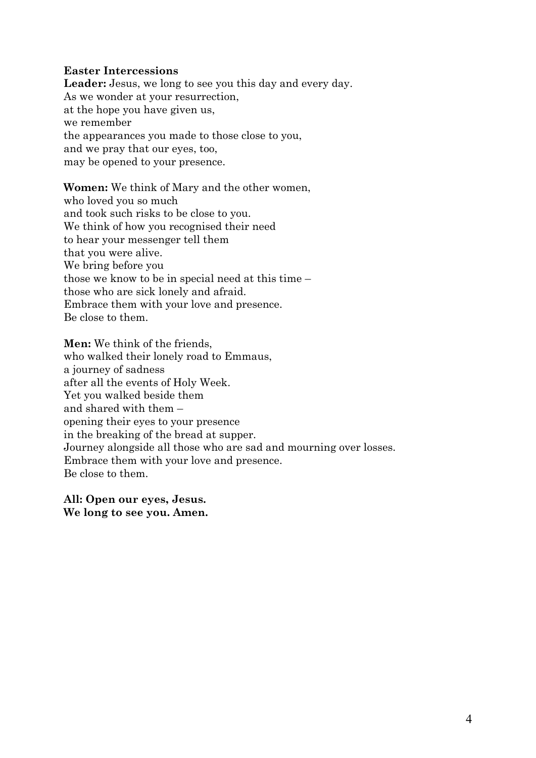**Easter Intercessions**

**Leader:** Jesus, we long to see you this day and every day.
As we wonder at your resurrection,
at the hope you have given us,
we remember
the appearances you made to those close to you,
and we pray that our eyes, too,
may be opened to your presence.

**Women:** We think of Mary and the other women,
who loved you so much
and took such risks to be close to you.
We think of how you recognised their need
to hear your messenger tell them
that you were alive.
We bring before you
those we know to be in special need at this time –
those who are sick lonely and afraid.
Embrace them with your love and presence.
Be close to them.

**Men:** We think of the friends,
who walked their lonely road to Emmaus,
a journey of sadness
after all the events of Holy Week.
Yet you walked beside them
and shared with them –
opening their eyes to your presence
in the breaking of the bread at supper.
Journey alongside all those who are sad and mourning over losses.
Embrace them with your love and presence.
Be close to them.

**All: Open our eyes, Jesus.**
**We long to see you. Amen.**